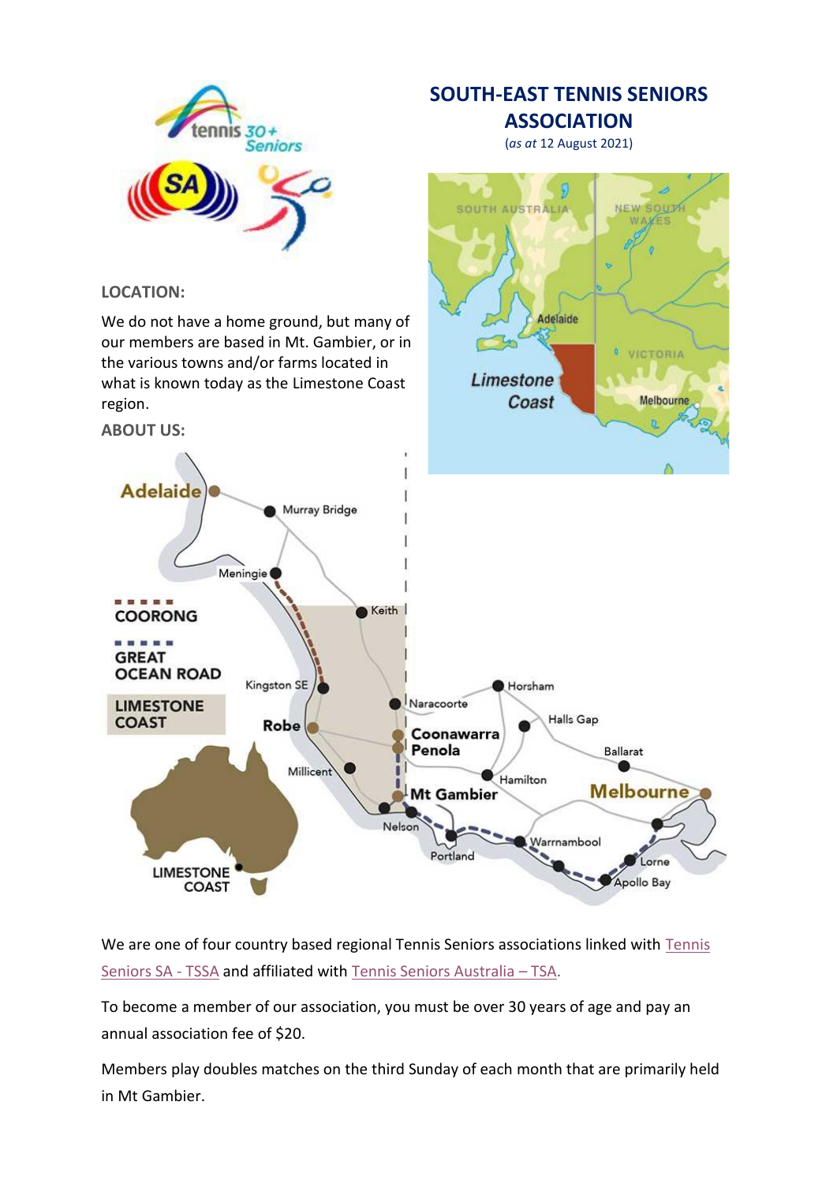# SOUTH-EAST TENNIS SENIORS ASSOCIATION

(*as at* 12 August 2021)

**LOCATION:**

We do not have a home ground, but many of our members are based in Mt. Gambier, or in the various towns and/or farms located in what is known today as the Limestone Coast region.

**ABOUT US:**

We are one of four country based regional Tennis Seniors associations linked with Tennis Seniors SA - TSSA and affiliated with Tennis Seniors Australia – TSA.

To become a member of our association, you must be over 30 years of age and pay an annual association fee of $20.

Members play doubles matches on the third Sunday of each month that are primarily held in Mt Gambier.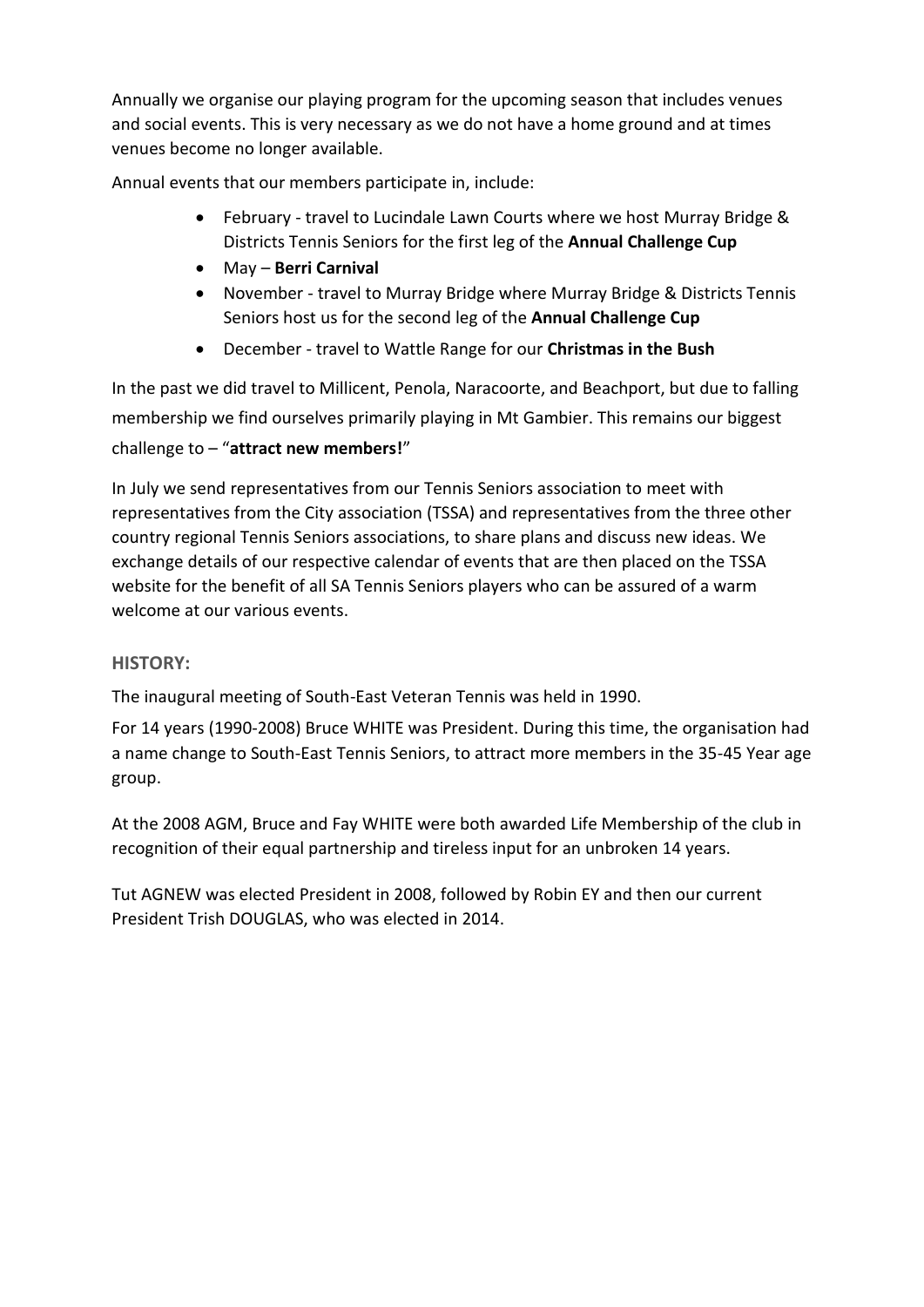Annually we organise our playing program for the upcoming season that includes venues and social events. This is very necessary as we do not have a home ground and at times venues become no longer available.

Annual events that our members participate in, include:

- February - travel to Lucindale Lawn Courts where we host Murray Bridge & Districts Tennis Seniors for the first leg of the **Annual Challenge Cup**
- May – **Berri Carnival**
- November - travel to Murray Bridge where Murray Bridge & Districts Tennis Seniors host us for the second leg of the **Annual Challenge Cup**
- December - travel to Wattle Range for our **Christmas in the Bush**

In the past we did travel to Millicent, Penola, Naracoorte, and Beachport, but due to falling membership we find ourselves primarily playing in Mt Gambier. This remains our biggest challenge to – "**attract new members!**"

In July we send representatives from our Tennis Seniors association to meet with representatives from the City association (TSSA) and representatives from the three other country regional Tennis Seniors associations, to share plans and discuss new ideas. We exchange details of our respective calendar of events that are then placed on the TSSA website for the benefit of all SA Tennis Seniors players who can be assured of a warm welcome at our various events.

## HISTORY:

The inaugural meeting of South-East Veteran Tennis was held in 1990.

For 14 years (1990-2008) Bruce WHITE was President. During this time, the organisation had a name change to South-East Tennis Seniors, to attract more members in the 35-45 Year age group.

At the 2008 AGM, Bruce and Fay WHITE were both awarded Life Membership of the club in recognition of their equal partnership and tireless input for an unbroken 14 years.

Tut AGNEW was elected President in 2008, followed by Robin EY and then our current President Trish DOUGLAS, who was elected in 2014.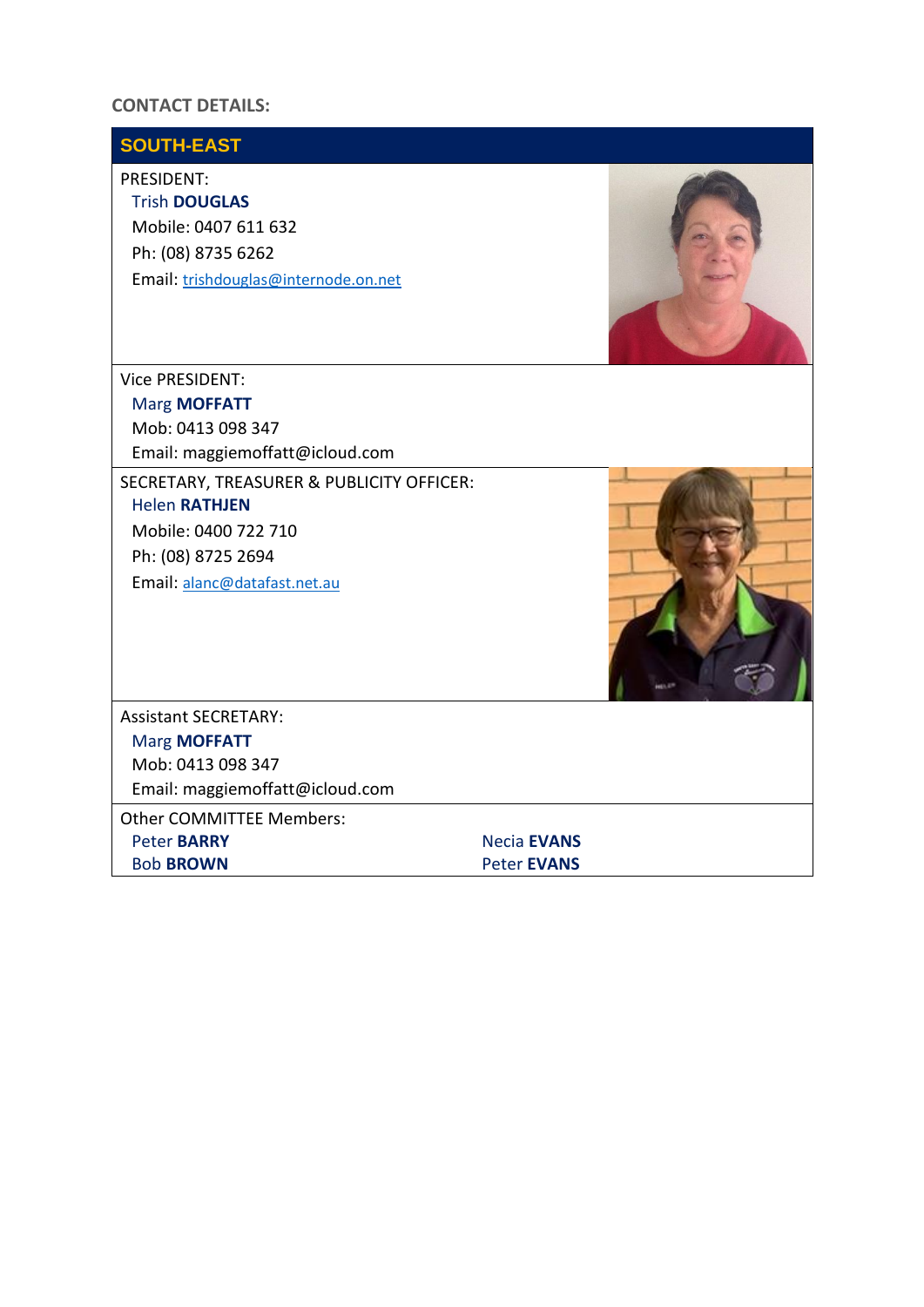**CONTACT DETAILS:**

## SOUTH-EAST

PRESIDENT:
Trish **DOUGLAS**
Mobile: 0407 611 632
Ph: (08) 8735 6262
Email: trishdouglas@internode.on.net

Vice PRESIDENT:
Marg **MOFFATT**
Mob: 0413 098 347
Email: maggiemoffatt@icloud.com

SECRETARY, TREASURER & PUBLICITY OFFICER:
Helen **RATHJEN**
Mobile: 0400 722 710
Ph: (08) 8725 2694
Email: alanc@datafast.net.au

Assistant SECRETARY:
Marg **MOFFATT**
Mob: 0413 098 347
Email: maggiemoffatt@icloud.com

Other COMMITTEE Members:

| | |
|---|---|
| Peter **BARRY** | Necia **EVANS** |
| Bob **BROWN** | Peter **EVANS** |